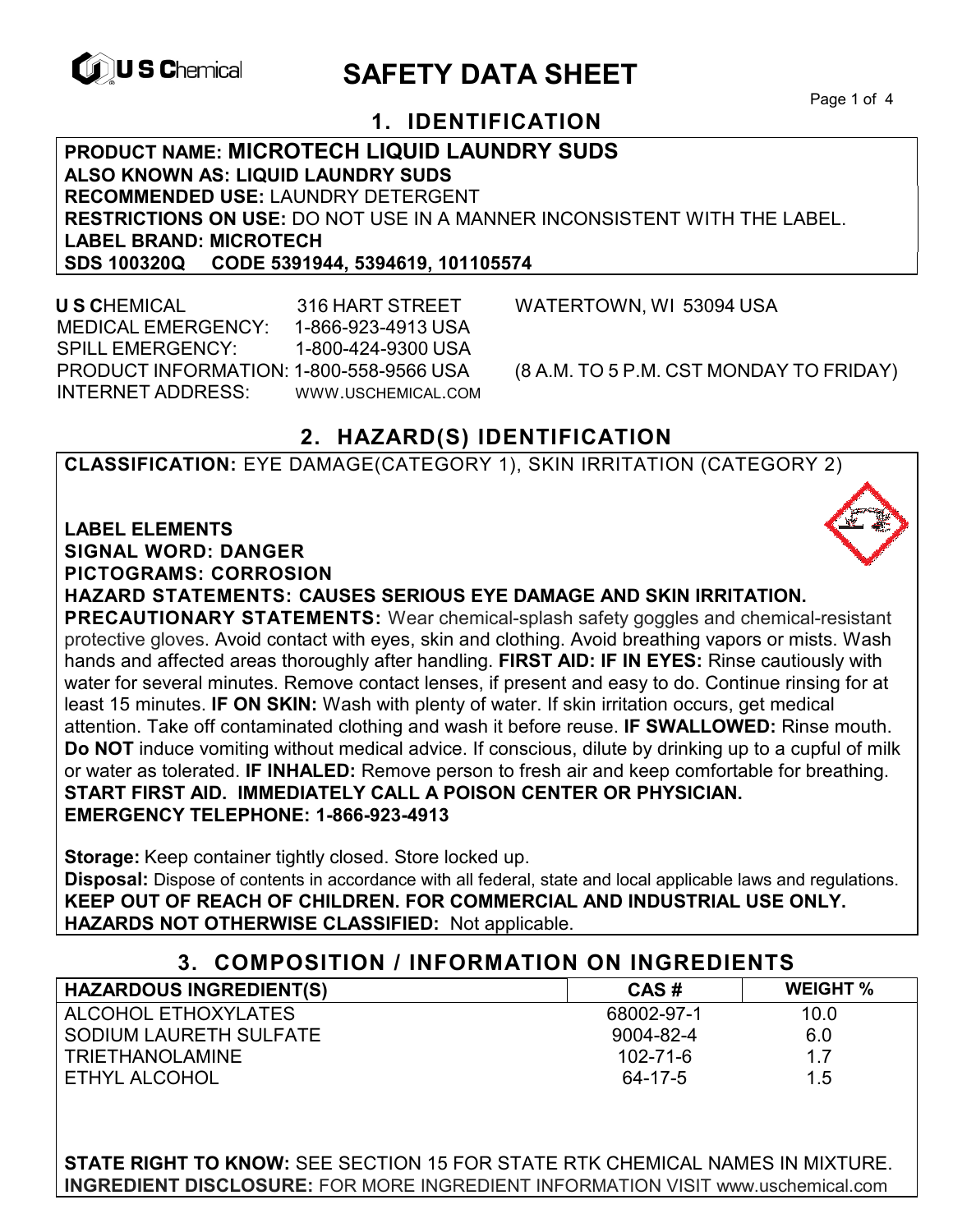U S Chemical

# SAFETY DATA SHEET

## 1. IDENTIFICATION

**PRODUCT NAME: MICROTECH LIQUID LAUNDRY SUDS**
**ALSO KNOWN AS: LIQUID LAUNDRY SUDS**
**RECOMMENDED USE:** LAUNDRY DETERGENT
**RESTRICTIONS ON USE:** DO NOT USE IN A MANNER INCONSISTENT WITH THE LABEL.
**LABEL BRAND: MICROTECH**
**SDS 100320Q CODE 5391944, 5394619, 101105574**

**U S C**HEMICAL 316 HART STREET WATERTOWN, WI 53094 USA
MEDICAL EMERGENCY: 1-866-923-4913 USA
SPILL EMERGENCY: 1-800-424-9300 USA
PRODUCT INFORMATION: 1-800-558-9566 USA (8 A.M. TO 5 P.M. CST MONDAY TO FRIDAY)
INTERNET ADDRESS: WWW.USCHEMICAL.COM

## 2. HAZARD(S) IDENTIFICATION

**CLASSIFICATION:** EYE DAMAGE(CATEGORY 1), SKIN IRRITATION (CATEGORY 2)

**LABEL ELEMENTS**
**SIGNAL WORD: DANGER**
**PICTOGRAMS: CORROSION**
**HAZARD STATEMENTS: CAUSES SERIOUS EYE DAMAGE AND SKIN IRRITATION.**
**PRECAUTIONARY STATEMENTS:** Wear chemical-splash safety goggles and chemical-resistant protective gloves. Avoid contact with eyes, skin and clothing. Avoid breathing vapors or mists. Wash hands and affected areas thoroughly after handling. **FIRST AID: IF IN EYES:** Rinse cautiously with water for several minutes. Remove contact lenses, if present and easy to do. Continue rinsing for at least 15 minutes. **IF ON SKIN:** Wash with plenty of water. If skin irritation occurs, get medical attention. Take off contaminated clothing and wash it before reuse. **IF SWALLOWED:** Rinse mouth. **Do NOT** induce vomiting without medical advice. If conscious, dilute by drinking up to a cupful of milk or water as tolerated. **IF INHALED:** Remove person to fresh air and keep comfortable for breathing.
**START FIRST AID. IMMEDIATELY CALL A POISON CENTER OR PHYSICIAN.**
**EMERGENCY TELEPHONE: 1-866-923-4913**

**Storage:** Keep container tightly closed. Store locked up.
**Disposal:** Dispose of contents in accordance with all federal, state and local applicable laws and regulations.
**KEEP OUT OF REACH OF CHILDREN. FOR COMMERCIAL AND INDUSTRIAL USE ONLY.**
**HAZARDS NOT OTHERWISE CLASSIFIED:** Not applicable.

## 3. COMPOSITION / INFORMATION ON INGREDIENTS

| HAZARDOUS INGREDIENT(S) | CAS # | WEIGHT % |
|---|---|---|
| ALCOHOL ETHOXYLATES | 68002-97-1 | 10.0 |
| SODIUM LAURETH SULFATE | 9004-82-4 | 6.0 |
| TRIETHANOLAMINE | 102-71-6 | 1.7 |
| ETHYL ALCOHOL | 64-17-5 | 1.5 |

**STATE RIGHT TO KNOW:** SEE SECTION 15 FOR STATE RTK CHEMICAL NAMES IN MIXTURE.
**INGREDIENT DISCLOSURE:** FOR MORE INGREDIENT INFORMATION VISIT www.uschemical.com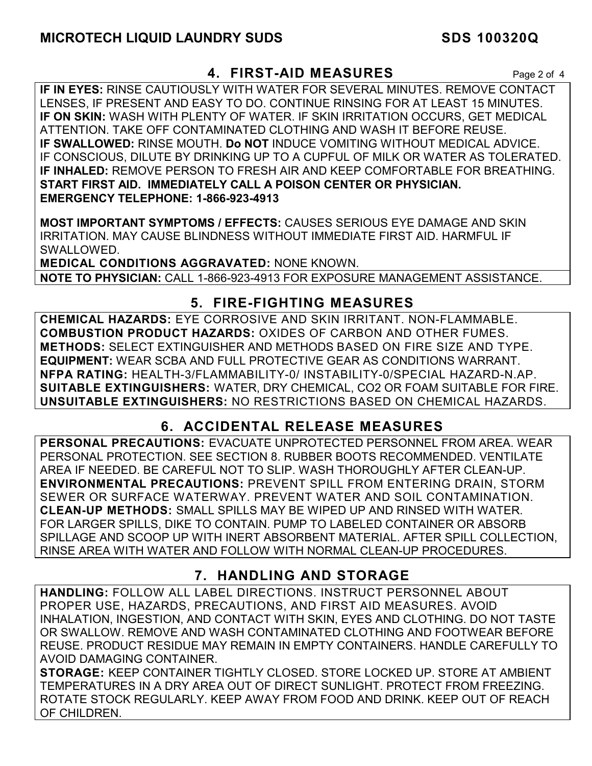## 4. FIRST-AID MEASURES

**IF IN EYES:** RINSE CAUTIOUSLY WITH WATER FOR SEVERAL MINUTES. REMOVE CONTACT LENSES, IF PRESENT AND EASY TO DO. CONTINUE RINSING FOR AT LEAST 15 MINUTES.
**IF ON SKIN:** WASH WITH PLENTY OF WATER. IF SKIN IRRITATION OCCURS, GET MEDICAL ATTENTION. TAKE OFF CONTAMINATED CLOTHING AND WASH IT BEFORE REUSE.
**IF SWALLOWED:** RINSE MOUTH. **Do NOT** INDUCE VOMITING WITHOUT MEDICAL ADVICE. IF CONSCIOUS, DILUTE BY DRINKING UP TO A CUPFUL OF MILK OR WATER AS TOLERATED.
**IF INHALED:** REMOVE PERSON TO FRESH AIR AND KEEP COMFORTABLE FOR BREATHING.
**START FIRST AID. IMMEDIATELY CALL A POISON CENTER OR PHYSICIAN.**
**EMERGENCY TELEPHONE: 1-866-923-4913**

**MOST IMPORTANT SYMPTOMS / EFFECTS:** CAUSES SERIOUS EYE DAMAGE AND SKIN IRRITATION. MAY CAUSE BLINDNESS WITHOUT IMMEDIATE FIRST AID. HARMFUL IF SWALLOWED.
**MEDICAL CONDITIONS AGGRAVATED:** NONE KNOWN.
**NOTE TO PHYSICIAN:** CALL 1-866-923-4913 FOR EXPOSURE MANAGEMENT ASSISTANCE.

## 5. FIRE-FIGHTING MEASURES

**CHEMICAL HAZARDS:** EYE CORROSIVE AND SKIN IRRITANT. NON-FLAMMABLE.
**COMBUSTION PRODUCT HAZARDS:** OXIDES OF CARBON AND OTHER FUMES.
**METHODS:** SELECT EXTINGUISHER AND METHODS BASED ON FIRE SIZE AND TYPE.
**EQUIPMENT:** WEAR SCBA AND FULL PROTECTIVE GEAR AS CONDITIONS WARRANT.
**NFPA RATING:** HEALTH-3/FLAMMABILITY-0/ INSTABILITY-0/SPECIAL HAZARD-N.AP.
**SUITABLE EXTINGUISHERS:** WATER, DRY CHEMICAL, $CO_2$ OR FOAM SUITABLE FOR FIRE.
**UNSUITABLE EXTINGUISHERS:** NO RESTRICTIONS BASED ON CHEMICAL HAZARDS.

## 6. ACCIDENTAL RELEASE MEASURES

**PERSONAL PRECAUTIONS:** EVACUATE UNPROTECTED PERSONNEL FROM AREA. WEAR PERSONAL PROTECTION. SEE SECTION 8. RUBBER BOOTS RECOMMENDED. VENTILATE AREA IF NEEDED. BE CAREFUL NOT TO SLIP. WASH THOROUGHLY AFTER CLEAN-UP.
**ENVIRONMENTAL PRECAUTIONS:** PREVENT SPILL FROM ENTERING DRAIN, STORM SEWER OR SURFACE WATERWAY. PREVENT WATER AND SOIL CONTAMINATION.
**CLEAN-UP METHODS:** SMALL SPILLS MAY BE WIPED UP AND RINSED WITH WATER. FOR LARGER SPILLS, DIKE TO CONTAIN. PUMP TO LABELED CONTAINER OR ABSORB SPILLAGE AND SCOOP UP WITH INERT ABSORBENT MATERIAL. AFTER SPILL COLLECTION, RINSE AREA WITH WATER AND FOLLOW WITH NORMAL CLEAN-UP PROCEDURES.

## 7. HANDLING AND STORAGE

**HANDLING:** FOLLOW ALL LABEL DIRECTIONS. INSTRUCT PERSONNEL ABOUT PROPER USE, HAZARDS, PRECAUTIONS, AND FIRST AID MEASURES. AVOID INHALATION, INGESTION, AND CONTACT WITH SKIN, EYES AND CLOTHING. DO NOT TASTE OR SWALLOW. REMOVE AND WASH CONTAMINATED CLOTHING AND FOOTWEAR BEFORE REUSE. PRODUCT RESIDUE MAY REMAIN IN EMPTY CONTAINERS. HANDLE CAREFULLY TO AVOID DAMAGING CONTAINER.
**STORAGE:** KEEP CONTAINER TIGHTLY CLOSED. STORE LOCKED UP. STORE AT AMBIENT TEMPERATURES IN A DRY AREA OUT OF DIRECT SUNLIGHT. PROTECT FROM FREEZING. ROTATE STOCK REGULARLY. KEEP AWAY FROM FOOD AND DRINK. KEEP OUT OF REACH OF CHILDREN.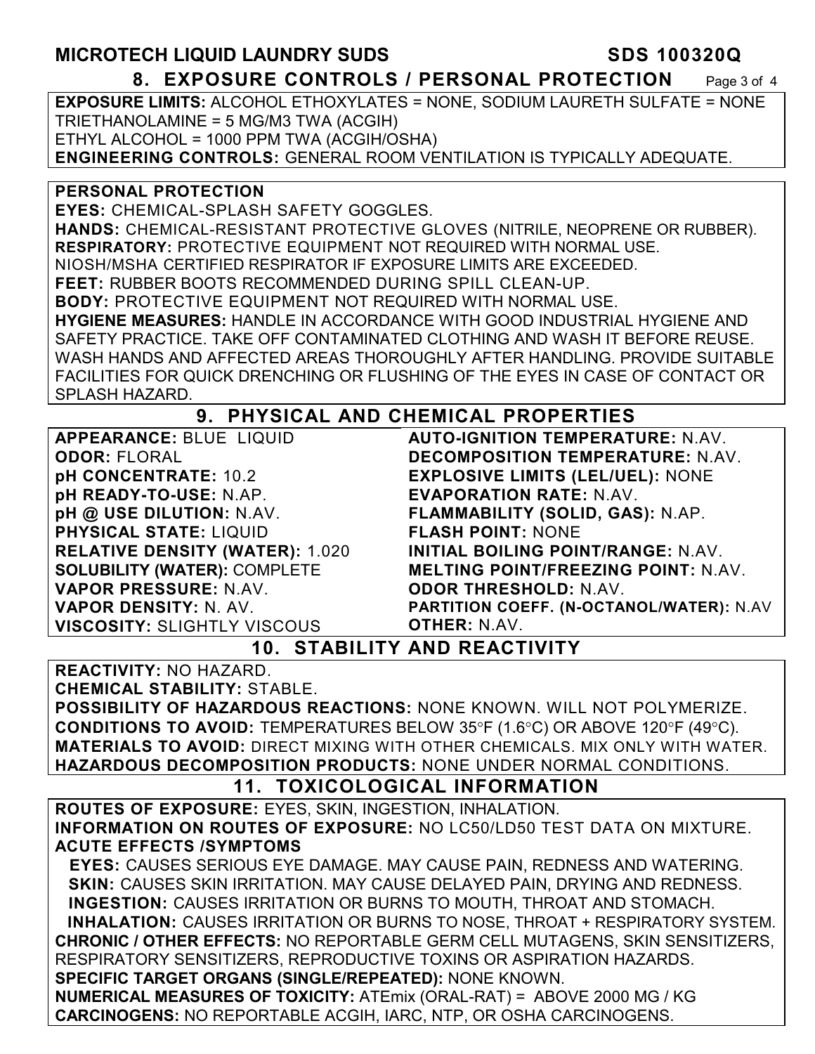**MICROTECH LIQUID LAUNDRY SUDS** **SDS 100320Q**

## 8. EXPOSURE CONTROLS / PERSONAL PROTECTION

**EXPOSURE LIMITS:** ALCOHOL ETHOXYLATES = NONE, SODIUM LAURETH SULFATE = NONE
TRIETHANOLAMINE = 5 MG/M3 TWA (ACGIH)
ETHYL ALCOHOL = 1000 PPM TWA (ACGIH/OSHA)
**ENGINEERING CONTROLS:** GENERAL ROOM VENTILATION IS TYPICALLY ADEQUATE.

**PERSONAL PROTECTION**
**EYES:** CHEMICAL-SPLASH SAFETY GOGGLES.
**HANDS:** CHEMICAL-RESISTANT PROTECTIVE GLOVES (NITRILE, NEOPRENE OR RUBBER).
**RESPIRATORY:** PROTECTIVE EQUIPMENT NOT REQUIRED WITH NORMAL USE.
NIOSH/MSHA CERTIFIED RESPIRATOR IF EXPOSURE LIMITS ARE EXCEEDED.
**FEET:** RUBBER BOOTS RECOMMENDED DURING SPILL CLEAN-UP.
**BODY:** PROTECTIVE EQUIPMENT NOT REQUIRED WITH NORMAL USE.
**HYGIENE MEASURES:** HANDLE IN ACCORDANCE WITH GOOD INDUSTRIAL HYGIENE AND SAFETY PRACTICE. TAKE OFF CONTAMINATED CLOTHING AND WASH IT BEFORE REUSE. WASH HANDS AND AFFECTED AREAS THOROUGHLY AFTER HANDLING. PROVIDE SUITABLE FACILITIES FOR QUICK DRENCHING OR FLUSHING OF THE EYES IN CASE OF CONTACT OR SPLASH HAZARD.

## 9. PHYSICAL AND CHEMICAL PROPERTIES

**APPEARANCE:** BLUE LIQUID
**ODOR:** FLORAL
**pH CONCENTRATE:** 10.2
**pH READY-TO-USE:** N.AP.
**pH @ USE DILUTION:** N.AV.
**PHYSICAL STATE:** LIQUID
**RELATIVE DENSITY (WATER):** 1.020
**SOLUBILITY (WATER):** COMPLETE
**VAPOR PRESSURE:** N.AV.
**VAPOR DENSITY:** N. AV.
**VISCOSITY:** SLIGHTLY VISCOUS
**AUTO-IGNITION TEMPERATURE:** N.AV.
**DECOMPOSITION TEMPERATURE:** N.AV.
**EXPLOSIVE LIMITS (LEL/UEL):** NONE
**EVAPORATION RATE:** N.AV.
**FLAMMABILITY (SOLID, GAS):** N.AP.
**FLASH POINT:** NONE
**INITIAL BOILING POINT/RANGE:** N.AV.
**MELTING POINT/FREEZING POINT:** N.AV.
**ODOR THRESHOLD:** N.AV.
**PARTITION COEFF. (N-OCTANOL/WATER):** N.AV
**OTHER:** N.AV.

## 10. STABILITY AND REACTIVITY

**REACTIVITY:** NO HAZARD.
**CHEMICAL STABILITY:** STABLE.
**POSSIBILITY OF HAZARDOUS REACTIONS:** NONE KNOWN. WILL NOT POLYMERIZE.
**CONDITIONS TO AVOID:** TEMPERATURES BELOW 35°F (1.6°C) OR ABOVE 120°F (49°C).
**MATERIALS TO AVOID:** DIRECT MIXING WITH OTHER CHEMICALS. MIX ONLY WITH WATER.
**HAZARDOUS DECOMPOSITION PRODUCTS:** NONE UNDER NORMAL CONDITIONS.

## 11. TOXICOLOGICAL INFORMATION

**ROUTES OF EXPOSURE:** EYES, SKIN, INGESTION, INHALATION.
**INFORMATION ON ROUTES OF EXPOSURE:** NO LC50/LD50 TEST DATA ON MIXTURE.
**ACUTE EFFECTS /SYMPTOMS**
**EYES:** CAUSES SERIOUS EYE DAMAGE. MAY CAUSE PAIN, REDNESS AND WATERING.
**SKIN:** CAUSES SKIN IRRITATION. MAY CAUSE DELAYED PAIN, DRYING AND REDNESS.
**INGESTION:** CAUSES IRRITATION OR BURNS TO MOUTH, THROAT AND STOMACH.
**INHALATION:** CAUSES IRRITATION OR BURNS TO NOSE, THROAT + RESPIRATORY SYSTEM.
**CHRONIC / OTHER EFFECTS:** NO REPORTABLE GERM CELL MUTAGENS, SKIN SENSITIZERS, RESPIRATORY SENSITIZERS, REPRODUCTIVE TOXINS OR ASPIRATION HAZARDS.
**SPECIFIC TARGET ORGANS (SINGLE/REPEATED):** NONE KNOWN.
**NUMERICAL MEASURES OF TOXICITY:** ATEmix (ORAL-RAT) = ABOVE 2000 MG / KG
**CARCINOGENS:** NO REPORTABLE ACGIH, IARC, NTP, OR OSHA CARCINOGENS.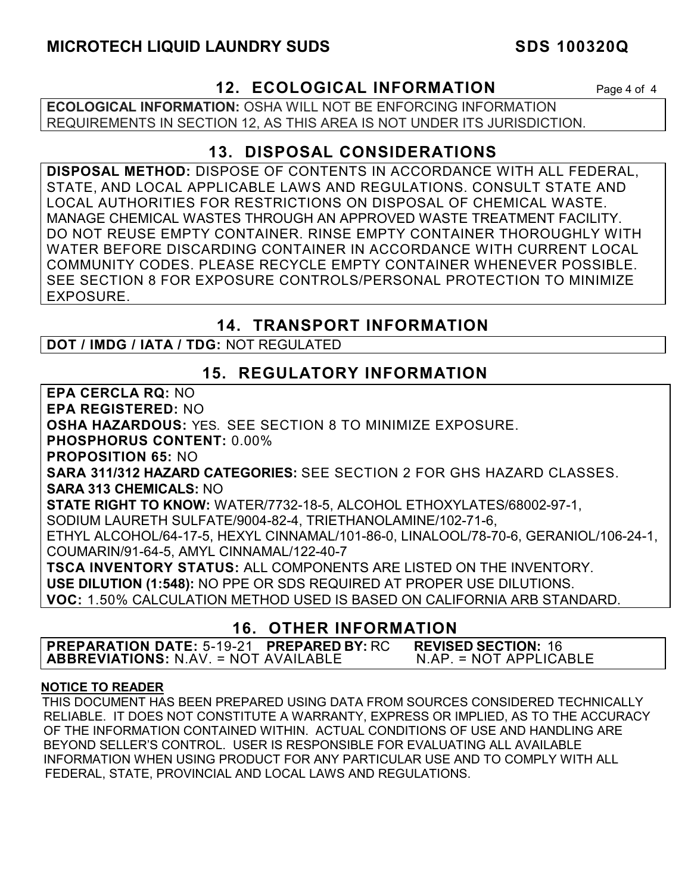## 12. ECOLOGICAL INFORMATION

**ECOLOGICAL INFORMATION:** OSHA WILL NOT BE ENFORCING INFORMATION REQUIREMENTS IN SECTION 12, AS THIS AREA IS NOT UNDER ITS JURISDICTION.

## 13. DISPOSAL CONSIDERATIONS

**DISPOSAL METHOD:** DISPOSE OF CONTENTS IN ACCORDANCE WITH ALL FEDERAL, STATE, AND LOCAL APPLICABLE LAWS AND REGULATIONS. CONSULT STATE AND LOCAL AUTHORITIES FOR RESTRICTIONS ON DISPOSAL OF CHEMICAL WASTE. MANAGE CHEMICAL WASTES THROUGH AN APPROVED WASTE TREATMENT FACILITY. DO NOT REUSE EMPTY CONTAINER. RINSE EMPTY CONTAINER THOROUGHLY WITH WATER BEFORE DISCARDING CONTAINER IN ACCORDANCE WITH CURRENT LOCAL COMMUNITY CODES. PLEASE RECYCLE EMPTY CONTAINER WHENEVER POSSIBLE. SEE SECTION 8 FOR EXPOSURE CONTROLS/PERSONAL PROTECTION TO MINIMIZE EXPOSURE.

## 14. TRANSPORT INFORMATION

**DOT / IMDG / IATA / TDG:** NOT REGULATED

## 15. REGULATORY INFORMATION

**EPA CERCLA RQ:** NO
**EPA REGISTERED:** NO
**OSHA HAZARDOUS:** YES. SEE SECTION 8 TO MINIMIZE EXPOSURE.
**PHOSPHORUS CONTENT:** 0.00%
**PROPOSITION 65:** NO
**SARA 311/312 HAZARD CATEGORIES:** SEE SECTION 2 FOR GHS HAZARD CLASSES.
**SARA 313 CHEMICALS:** NO
**STATE RIGHT TO KNOW:** WATER/7732-18-5, ALCOHOL ETHOXYLATES/68002-97-1, SODIUM LAURETH SULFATE/9004-82-4, TRIETHANOLAMINE/102-71-6, ETHYL ALCOHOL/64-17-5, HEXYL CINNAMAL/101-86-0, LINALOOL/78-70-6, GERANIOL/106-24-1, COUMARIN/91-64-5, AMYL CINNAMAL/122-40-7
**TSCA INVENTORY STATUS:** ALL COMPONENTS ARE LISTED ON THE INVENTORY.
**USE DILUTION (1:548):** NO PPE OR SDS REQUIRED AT PROPER USE DILUTIONS.
**VOC:** 1.50% CALCULATION METHOD USED IS BASED ON CALIFORNIA ARB STANDARD.

## 16. OTHER INFORMATION

**PREPARATION DATE:** 5-19-21 **PREPARED BY:** RC **REVISED SECTION:** 16
**ABBREVIATIONS:** N.AV. = NOT AVAILABLE N.AP. = NOT APPLICABLE

**NOTICE TO READER**

THIS DOCUMENT HAS BEEN PREPARED USING DATA FROM SOURCES CONSIDERED TECHNICALLY RELIABLE. IT DOES NOT CONSTITUTE A WARRANTY, EXPRESS OR IMPLIED, AS TO THE ACCURACY OF THE INFORMATION CONTAINED WITHIN. ACTUAL CONDITIONS OF USE AND HANDLING ARE BEYOND SELLER'S CONTROL. USER IS RESPONSIBLE FOR EVALUATING ALL AVAILABLE INFORMATION WHEN USING PRODUCT FOR ANY PARTICULAR USE AND TO COMPLY WITH ALL FEDERAL, STATE, PROVINCIAL AND LOCAL LAWS AND REGULATIONS.